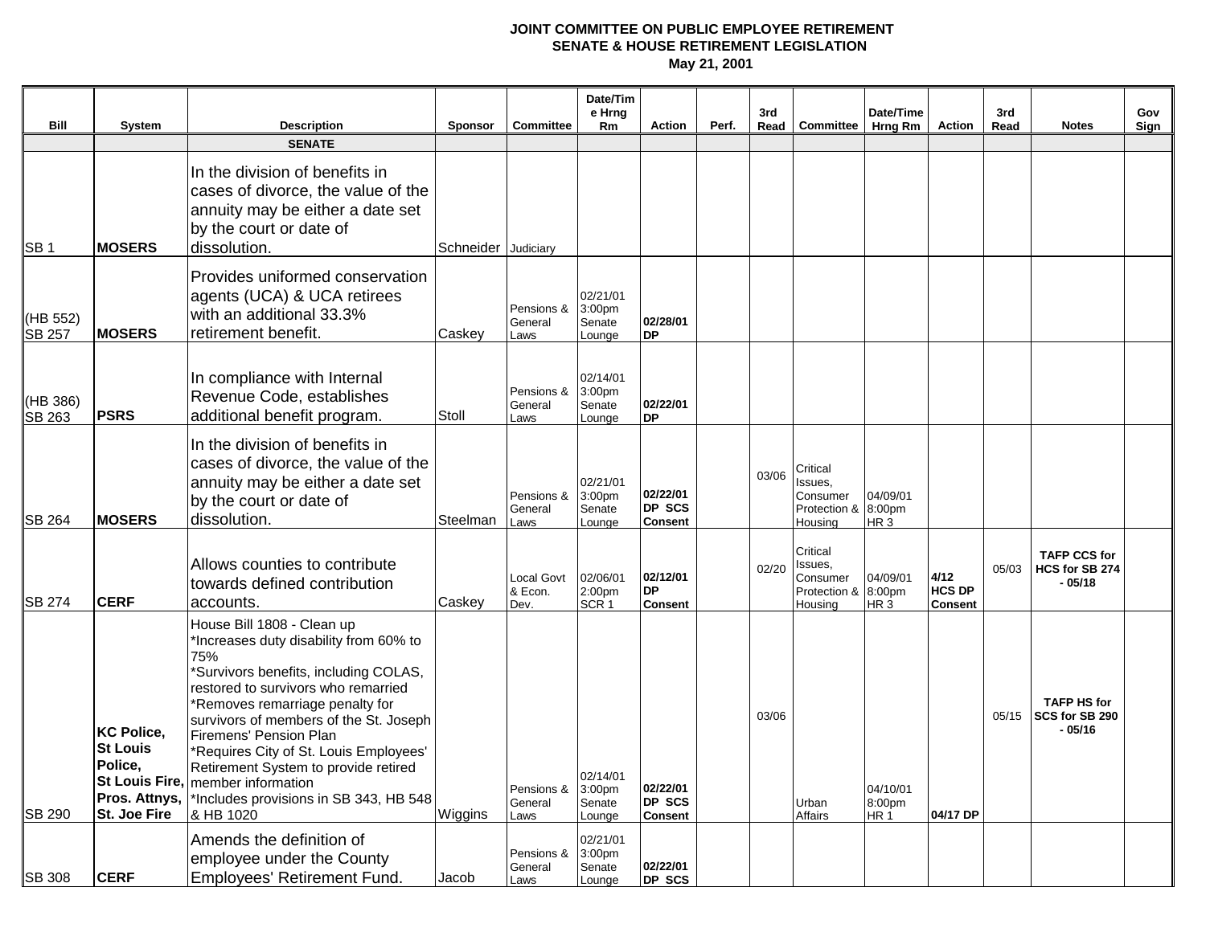**JOINT COMMITTEE ON PUBLIC EMPLOYEE RETIREMENT**
**SENATE & HOUSE RETIREMENT LEGISLATION**
**May 21, 2001**

| Bill | System | Description | Sponsor | Committee | Date/Time Hrng Rm | Action | Perf. | 3rd Read | Committee | Date/Time Hrng Rm | Action | 3rd Read | Notes | Gov Sign |
|---|---|---|---|---|---|---|---|---|---|---|---|---|---|---|
| | | **SENATE** | | | | | | | | | | | | |
| SB 1 | **MOSERS** | In the division of benefits in cases of divorce, the value of the annuity may be either a date set by the court or date of dissolution. | Schneider | Judiciary | | | | | | | | | | |
| (HB 552) SB 257 | **MOSERS** | Provides uniformed conservation agents (UCA) & UCA retirees with an additional 33.3% retirement benefit. | Caskey | Pensions & General Laws | 02/21/01 3:00pm Senate Lounge | **02/28/01 DP** | | | | | | | | |
| (HB 386) SB 263 | **PSRS** | In compliance with Internal Revenue Code, establishes additional benefit program. | Stoll | Pensions & General Laws | 02/14/01 3:00pm Senate Lounge | **02/22/01 DP** | | | | | | | | |
| SB 264 | **MOSERS** | In the division of benefits in cases of divorce, the value of the annuity may be either a date set by the court or date of dissolution. | Steelman | Pensions & General Laws | 02/21/01 3:00pm Senate Lounge | **02/22/01 DP SCS Consent** | | 03/06 | Critical Issues, Consumer Protection & Housing | 04/09/01 8:00pm HR 3 | | | | |
| SB 274 | **CERF** | Allows counties to contribute towards defined contribution accounts. | Caskey | Local Govt & Econ. Dev. | 02/06/01 2:00pm SCR 1 | **02/12/01 DP Consent** | | 02/20 | Critical Issues, Consumer Protection & Housing | 04/09/01 8:00pm HR 3 | **4/12 HCS DP Consent** | 05/03 | **TAFP CCS for HCS for SB 274 - 05/18** | |
| SB 290 | **KC Police, St Louis Police, St Louis Fire, Pros. Attnys, St. Joe Fire** | House Bill 1808 - Clean up<br>*Increases duty disability from 60% to 75%<br>*Survivors benefits, including COLAS, restored to survivors who remarried<br>*Removes remarriage penalty for survivors of members of the St. Joseph Firemens' Pension Plan<br>*Requires City of St. Louis Employees' Retirement System to provide retired member information<br>*Includes provisions in SB 343, HB 548 & HB 1020 | Wiggins | Pensions & General Laws | 02/14/01 3:00pm Senate Lounge | **02/22/01 DP SCS Consent** | | 03/06 | Urban Affairs | 04/10/01 8:00pm HR 1 | **04/17 DP** | 05/15 | **TAFP HS for SCS for SB 290 - 05/16** | |
| SB 308 | **CERF** | Amends the definition of employee under the County Employees' Retirement Fund. | Jacob | Pensions & General Laws | 02/21/01 3:00pm Senate Lounge | **02/22/01 DP SCS** | | | | | | | | |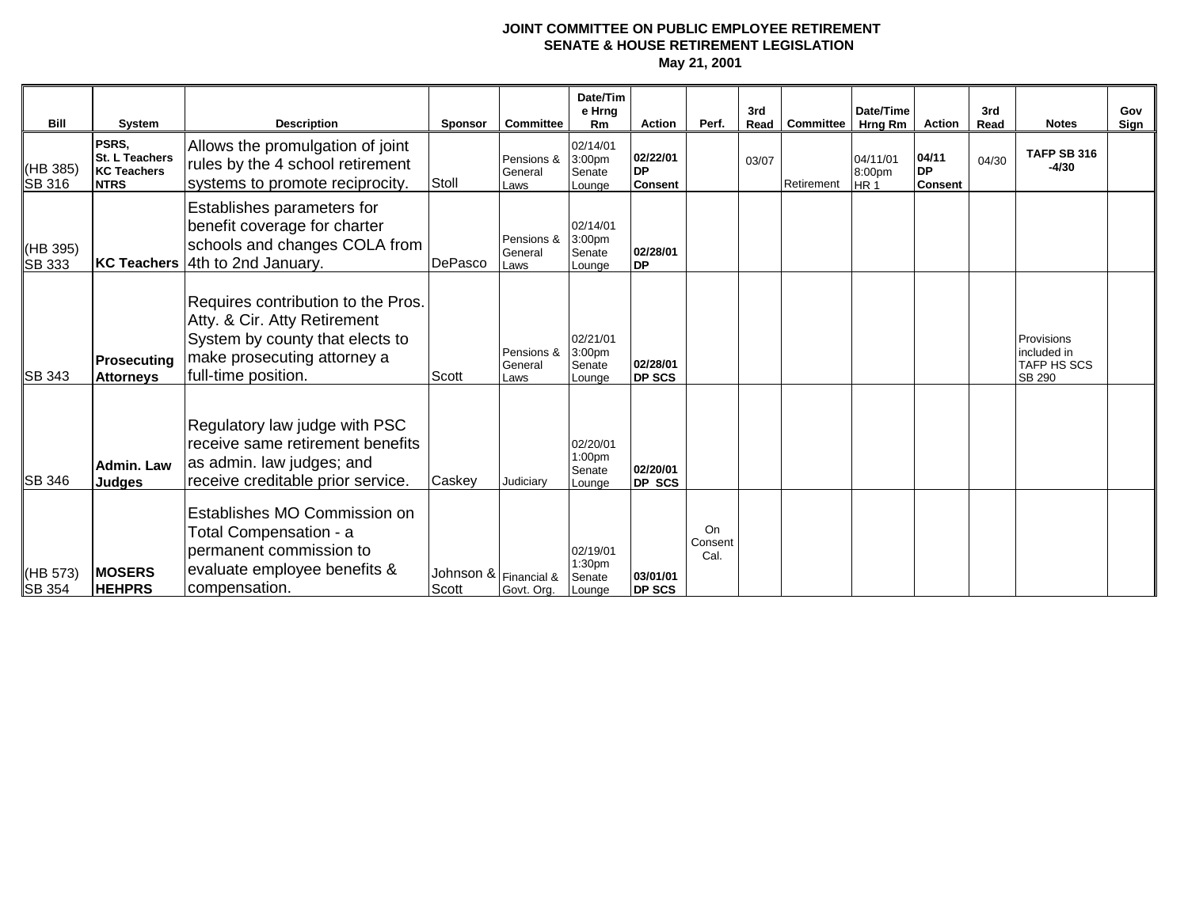**JOINT COMMITTEE ON PUBLIC EMPLOYEE RETIREMENT**
**SENATE & HOUSE RETIREMENT LEGISLATION**
**May 21, 2001**

| Bill | System | Description | Sponsor | Committee | Date/Time Hrng Rm | Action | Perf. | 3rd Read | Committee | Date/Time Hrng Rm | Action | 3rd Read | Notes | Gov Sign |
|---|---|---|---|---|---|---|---|---|---|---|---|---|---|---|
| (HB 385) SB 316 | **PSRS, St. L Teachers KC Teachers NTRS** | Allows the promulgation of joint rules by the 4 school retirement systems to promote reciprocity. | Stoll | Pensions & General Laws | 02/14/01 3:00pm Senate Lounge | **02/22/01 DP Consent** | | 03/07 | Retirement | 04/11/01 8:00pm HR 1 | **04/11 DP Consent** | 04/30 | **TAFP SB 316 -4/30** | |
| (HB 395) SB 333 | **KC Teachers** | Establishes parameters for benefit coverage for charter schools and changes COLA from 4th to 2nd January. | DePasco | Pensions & General Laws | 02/14/01 3:00pm Senate Lounge | **02/28/01 DP** | | | | | | | | |
| SB 343 | **Prosecuting Attorneys** | Requires contribution to the Pros. Atty. & Cir. Atty Retirement System by county that elects to make prosecuting attorney a full-time position. | Scott | Pensions & General Laws | 02/21/01 3:00pm Senate Lounge | **02/28/01 DP SCS** | | | | | | | Provisions included in TAFP HS SCS SB 290 | |
| SB 346 | **Admin. Law Judges** | Regulatory law judge with PSC receive same retirement benefits as admin. law judges; and receive creditable prior service. | Caskey | Judiciary | 02/20/01 1:00pm Senate Lounge | **02/20/01 DP SCS** | | | | | | | | |
| (HB 573) SB 354 | **MOSERS HEHPRS** | Establishes MO Commission on Total Compensation - a permanent commission to evaluate employee benefits & compensation. | Johnson & Scott | Financial & Govt. Org. | 02/19/01 1:30pm Senate Lounge | **03/01/01 DP SCS** | On Consent Cal. | | | | | | | |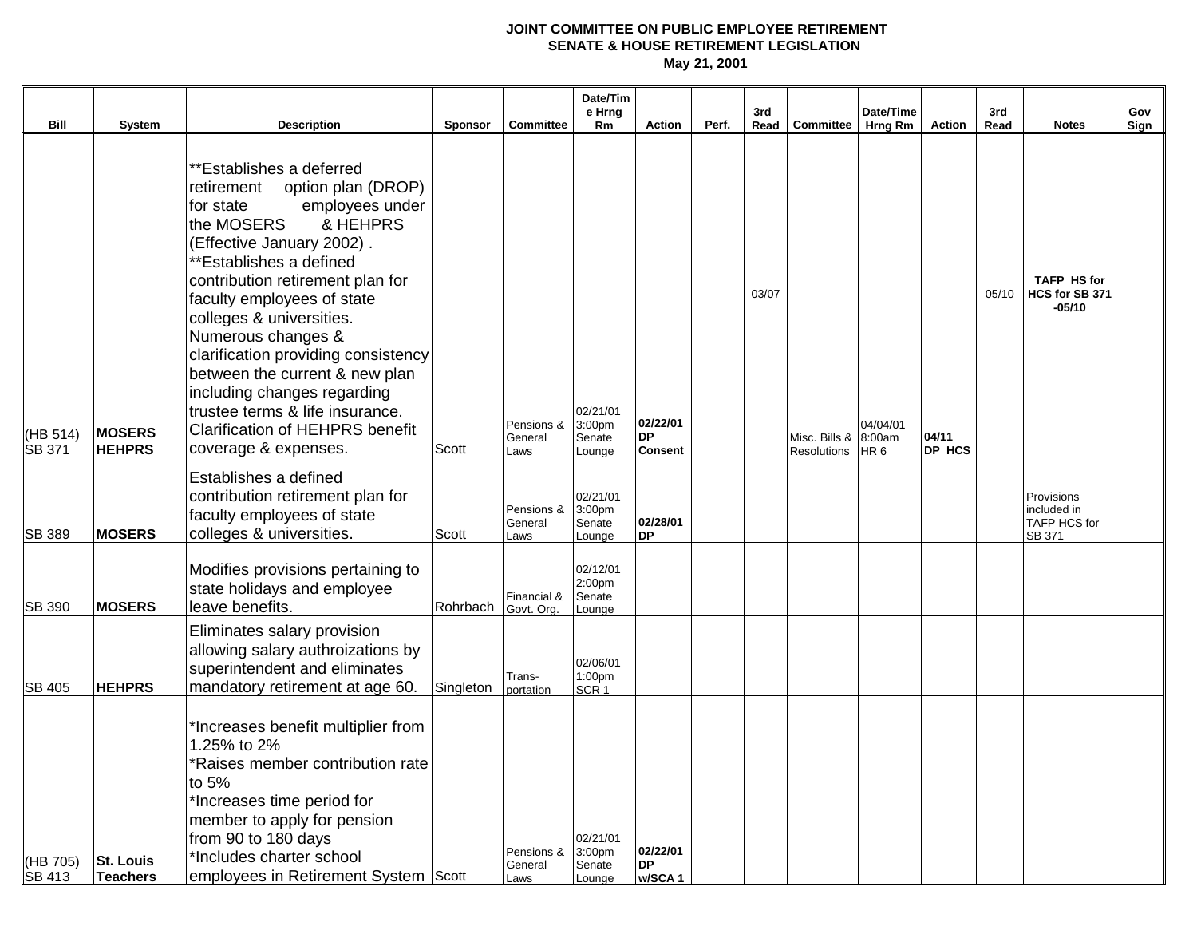**JOINT COMMITTEE ON PUBLIC EMPLOYEE RETIREMENT**
**SENATE & HOUSE RETIREMENT LEGISLATION**
**May 21, 2001**

| Bill | System | Description | Sponsor | Committee | Date/Time Hrng Rm | Action | Perf. | 3rd Read | Committee | Date/Time Hrng Rm | Action | 3rd Read | Notes | Gov Sign |
|---|---|---|---|---|---|---|---|---|---|---|---|---|---|---|
| (HB 514) SB 371 | **MOSERS HEHPRS** | **Establishes a deferred retirement option plan (DROP) for state employees under the MOSERS & HEHPRS (Effective January 2002) . **Establishes a defined contribution retirement plan for faculty employees of state colleges & universities. Numerous changes & clarification providing consistency between the current & new plan including changes regarding trustee terms & life insurance. Clarification of HEHPRS benefit coverage & expenses. | Scott | Pensions & General Laws | 02/21/01 3:00pm Senate Lounge | **02/22/01 DP Consent** | | 03/07 | Misc. Bills & Resolutions | 04/04/01 8:00am HR 6 | **04/11 DP HCS** | 05/10 | **TAFP HS for HCS for SB 371 -05/10** | |
| SB 389 | **MOSERS** | Establishes a defined contribution retirement plan for faculty employees of state colleges & universities. | Scott | Pensions & General Laws | 02/21/01 3:00pm Senate Lounge | **02/28/01 DP** | | | | | | | Provisions included in TAFP HCS for SB 371 | |
| SB 390 | **MOSERS** | Modifies provisions pertaining to state holidays and employee leave benefits. | Rohrbach | Financial & Govt. Org. | 02/12/01 2:00pm Senate Lounge | | | | | | | | | |
| SB 405 | **HEHPRS** | Eliminates salary provision allowing salary authroizations by superintendent and eliminates mandatory retirement at age 60. | Singleton | Trans-portation | 02/06/01 1:00pm SCR 1 | | | | | | | | | |
| (HB 705) SB 413 | **St. Louis Teachers** | *Increases benefit multiplier from 1.25% to 2% *Raises member contribution rate to 5% *Increases time period for member to apply for pension from 90 to 180 days *Includes charter school employees in Retirement System | Scott | Pensions & General Laws | 02/21/01 3:00pm Senate Lounge | **02/22/01 DP w/SCA 1** | | | | | | | | |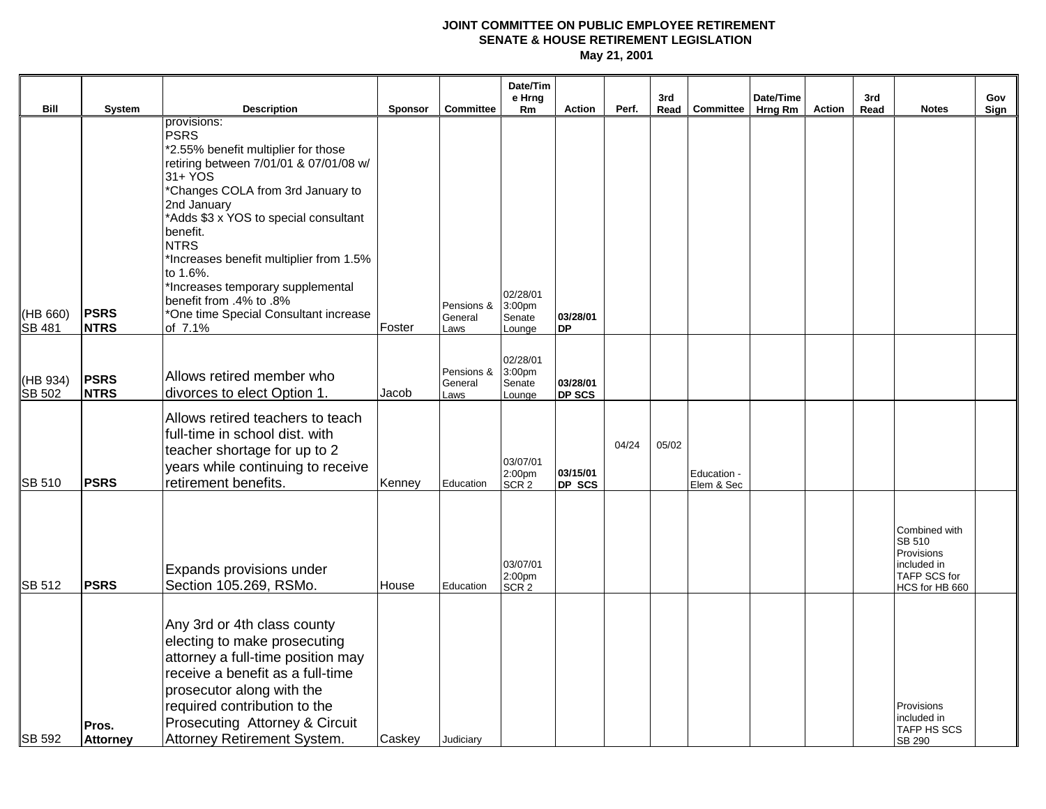**JOINT COMMITTEE ON PUBLIC EMPLOYEE RETIREMENT**
**SENATE & HOUSE RETIREMENT LEGISLATION**
**May 21, 2001**

| Bill | System | Description | Sponsor | Committee | Date/Time Hrng Rm | Action | Perf. | 3rd Read | Committee | Date/Time Hrng Rm | Action | 3rd Read | Notes | Gov Sign |
|---|---|---|---|---|---|---|---|---|---|---|---|---|---|---|
| (HB 660) SB 481 | **PSRS NTRS** | provisions: PSRS *2.55% benefit multiplier for those retiring between 7/01/01 & 07/01/08 w/ 31+ YOS *Changes COLA from 3rd January to 2nd January *Adds $3 x YOS to special consultant benefit. NTRS *Increases benefit multiplier from 1.5% to 1.6%. *Increases temporary supplemental benefit from .4% to .8% *One time Special Consultant increase of 7.1% | Foster | Pensions & General Laws | 02/28/01 3:00pm Senate Lounge | **03/28/01 DP** | | | | | | | | |
| (HB 934) SB 502 | **PSRS NTRS** | Allows retired member who divorces to elect Option 1. | Jacob | Pensions & General Laws | 02/28/01 3:00pm Senate Lounge | **03/28/01 DP SCS** | | | | | | | | |
| SB 510 | **PSRS** | Allows retired teachers to teach full-time in school dist. with teacher shortage for up to 2 years while continuing to receive retirement benefits. | Kenney | Education | 03/07/01 2:00pm SCR 2 | **03/15/01 DP SCS** | 04/24 | 05/02 | Education - Elem & Sec | | | | | |
| SB 512 | **PSRS** | Expands provisions under Section 105.269, RSMo. | House | Education | 03/07/01 2:00pm SCR 2 | | | | | | | | Combined with SB 510 Provisions included in TAFP SCS for HCS for HB 660 | |
| SB 592 | **Pros. Attorney** | Any 3rd or 4th class county electing to make prosecuting attorney a full-time position may receive a benefit as a full-time prosecutor along with the required contribution to the Prosecuting Attorney & Circuit Attorney Retirement System. | Caskey | Judiciary | | | | | | | | | Provisions included in TAFP HS SCS SB 290 | |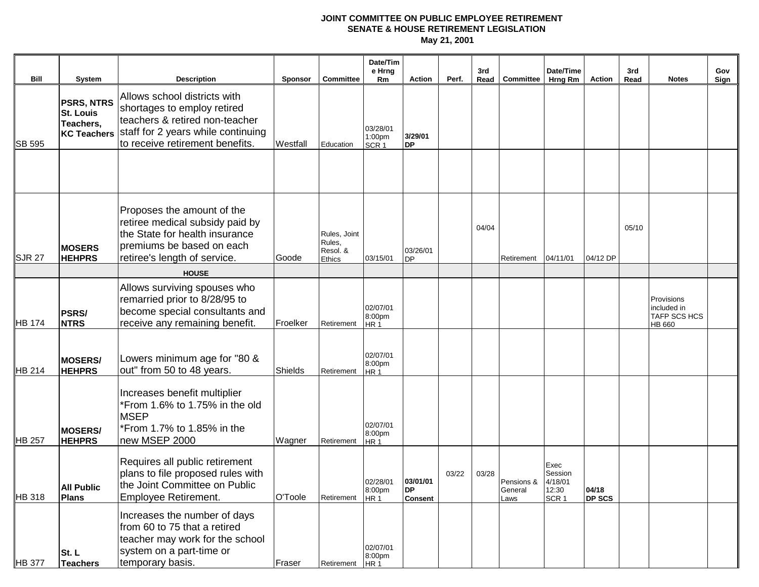**JOINT COMMITTEE ON PUBLIC EMPLOYEE RETIREMENT**
**SENATE & HOUSE RETIREMENT LEGISLATION**
**May 21, 2001**

| Bill | System | Description | Sponsor | Committee | Date/Time Hrng Rm | Action | Perf. | 3rd Read | Committee | Date/Time Hrng Rm | Action | 3rd Read | Notes | Gov Sign |
|---|---|---|---|---|---|---|---|---|---|---|---|---|---|---|
| SB 595 | **PSRS, NTRS St. Louis Teachers, KC Teachers** | Allows school districts with shortages to employ retired teachers & retired non-teacher staff for 2 years while continuing to receive retirement benefits. | Westfall | Education | 03/28/01 1:00pm SCR 1 | **3/29/01 DP** | | | | | | | | |
| | | | | | | | | | | | | | | |
| SJR 27 | **MOSERS HEHPRS** | Proposes the amount of the retiree medical subsidy paid by the State for health insurance premiums be based on each retiree's length of service. | Goode | Rules, Joint Rules, Resol. & Ethics | 03/15/01 | 03/26/01 DP | | 04/04 | Retirement | 04/11/01 | 04/12 DP | 05/10 | | |
| | | **HOUSE** | | | | | | | | | | | | |
| HB 174 | **PSRS/ NTRS** | Allows surviving spouses who remarried prior to 8/28/95 to become special consultants and receive any remaining benefit. | Froelker | Retirement | 02/07/01 8:00pm HR 1 | | | | | | | | Provisions included in TAFP SCS HCS HB 660 | |
| HB 214 | **MOSERS/ HEHPRS** | Lowers minimum age for "80 & out" from 50 to 48 years. | Shields | Retirement | 02/07/01 8:00pm HR 1 | | | | | | | | | |
| HB 257 | **MOSERS/ HEHPRS** | Increases benefit multiplier *From 1.6% to 1.75% in the old MSEP *From 1.7% to 1.85% in the new MSEP 2000 | Wagner | Retirement | 02/07/01 8:00pm HR 1 | | | | | | | | | |
| HB 318 | **All Public Plans** | Requires all public retirement plans to file proposed rules with the Joint Committee on Public Employee Retirement. | O'Toole | Retirement | 02/28/01 8:00pm HR 1 | **03/01/01 DP Consent** | 03/22 | 03/28 | Pensions & General Laws | Exec Session 4/18/01 12:30 SCR 1 | **04/18 DP SCS** | | | |
| HB 377 | **St. L Teachers** | Increases the number of days from 60 to 75 that a retired teacher may work for the school system on a part-time or temporary basis. | Fraser | Retirement | 02/07/01 8:00pm HR 1 | | | | | | | | | |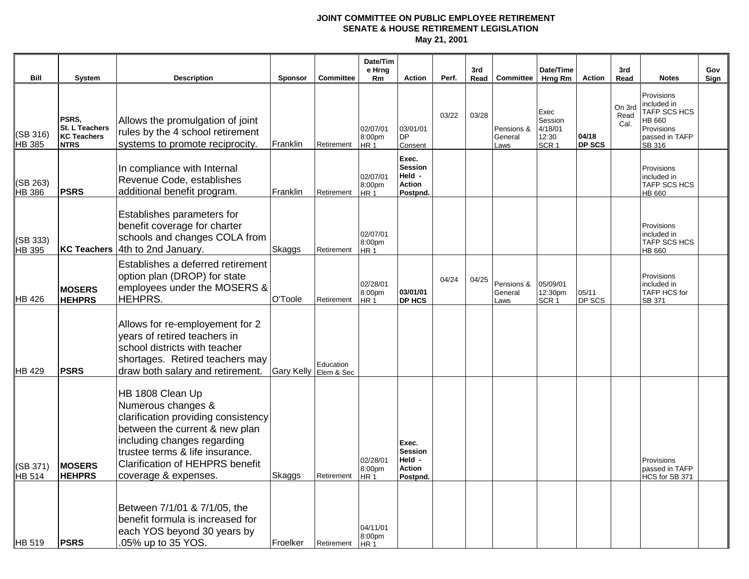**JOINT COMMITTEE ON PUBLIC EMPLOYEE RETIREMENT**
**SENATE & HOUSE RETIREMENT LEGISLATION**
**May 21, 2001**

| Bill | System | Description | Sponsor | Committee | Date/Time Hrng Rm | Action | Perf. | 3rd Read | Committee | Date/Time Hrng Rm | Action | 3rd Read | Notes | Gov Sign |
|---|---|---|---|---|---|---|---|---|---|---|---|---|---|---|
| (SB 316) HB 385 | **PSRS, St. L Teachers KC Teachers NTRS** | Allows the promulgation of joint rules by the 4 school retirement systems to promote reciprocity. | Franklin | Retirement | 02/07/01 8:00pm HR 1 | 03/01/01 DP Consent | 03/22 | 03/28 | Pensions & General Laws | Exec Session 4/18/01 12:30 SCR 1 | **04/18 DP SCS** | On 3rd Read Cal. | Provisions included in TAFP SCS HCS HB 660 Provisions passed in TAFP SB 316 | |
| (SB 263) HB 386 | **PSRS** | In compliance with Internal Revenue Code, establishes additional benefit program. | Franklin | Retirement | 02/07/01 8:00pm HR 1 | **Exec. Session Held - Action Postpnd.** | | | | | | | Provisions included in TAFP SCS HCS HB 660 | |
| (SB 333) HB 395 | **KC Teachers** | Establishes parameters for benefit coverage for charter schools and changes COLA from 4th to 2nd January. | Skaggs | Retirement | 02/07/01 8:00pm HR 1 | | | | | | | | Provisions included in TAFP SCS HCS HB 660 | |
| HB 426 | **MOSERS HEHPRS** | Establishes a deferred retirement option plan (DROP) for state employees under the MOSERS & HEHPRS. | O'Toole | Retirement | 02/28/01 8:00pm HR 1 | **03/01/01 DP HCS** | 04/24 | 04/25 | Pensions & General Laws | 05/09/01 12:30pm SCR 1 | 05/11 DP SCS | | Provisions included in TAFP HCS for SB 371 | |
| HB 429 | **PSRS** | Allows for re-employement for 2 years of retired teachers in school districts with teacher shortages. Retired teachers may draw both salary and retirement. | Gary Kelly | Education Elem & Sec | | | | | | | | | | |
| (SB 371) HB 514 | **MOSERS HEHPRS** | HB 1808 Clean Up Numerous changes & clarification providing consistency between the current & new plan including changes regarding trustee terms & life insurance. Clarification of HEHPRS benefit coverage & expenses. | Skaggs | Retirement | 02/28/01 8:00pm HR 1 | **Exec. Session Held - Action Postpnd.** | | | | | | | Provisions passed in TAFP HCS for SB 371 | |
| HB 519 | **PSRS** | Between 7/1/01 & 7/1/05, the benefit formula is increased for each YOS beyond 30 years by .05% up to 35 YOS. | Froelker | Retirement | 04/11/01 8:00pm HR 1 | | | | | | | | | |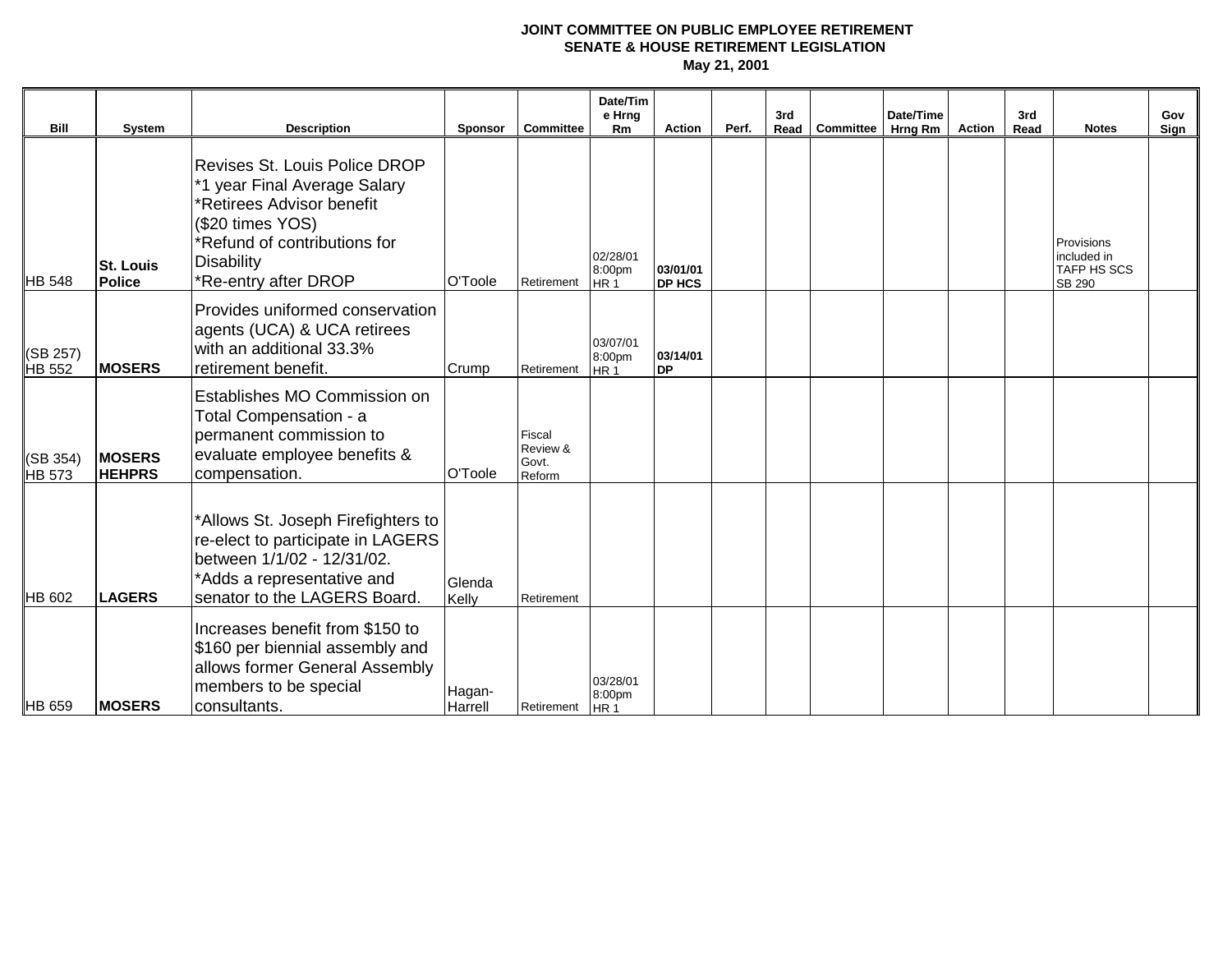**JOINT COMMITTEE ON PUBLIC EMPLOYEE RETIREMENT**
**SENATE & HOUSE RETIREMENT LEGISLATION**
**May 21, 2001**

| Bill | System | Description | Sponsor | Committee | Date/Time Hrng Rm | Action | Perf. | 3rd Read | Committee | Date/Time Hrng Rm | Action | 3rd Read | Notes | Gov Sign |
|---|---|---|---|---|---|---|---|---|---|---|---|---|---|---|
| HB 548 | **St. Louis Police** | Revises St. Louis Police DROP *1 year Final Average Salary *Retirees Advisor benefit ($20 times YOS) *Refund of contributions for Disability *Re-entry after DROP | O'Toole | Retirement | 02/28/01 8:00pm HR 1 | **03/01/01 DP HCS** | | | | | | | Provisions included in TAFP HS SCS SB 290 | |
| (SB 257) HB 552 | **MOSERS** | Provides uniformed conservation agents (UCA) & UCA retirees with an additional 33.3% retirement benefit. | Crump | Retirement | 03/07/01 8:00pm HR 1 | **03/14/01 DP** | | | | | | | | |
| (SB 354) HB 573 | **MOSERS HEHPRS** | Establishes MO Commission on Total Compensation - a permanent commission to evaluate employee benefits & compensation. | O'Toole | Fiscal Review & Govt. Reform | | | | | | | | | | |
| HB 602 | **LAGERS** | *Allows St. Joseph Firefighters to re-elect to participate in LAGERS between 1/1/02 - 12/31/02. *Adds a representative and senator to the LAGERS Board. | Glenda Kelly | Retirement | | | | | | | | | | |
| HB 659 | **MOSERS** | Increases benefit from $150 to $160 per biennial assembly and allows former General Assembly members to be special consultants. | Hagan-Harrell | Retirement | 03/28/01 8:00pm HR 1 | | | | | | | | | |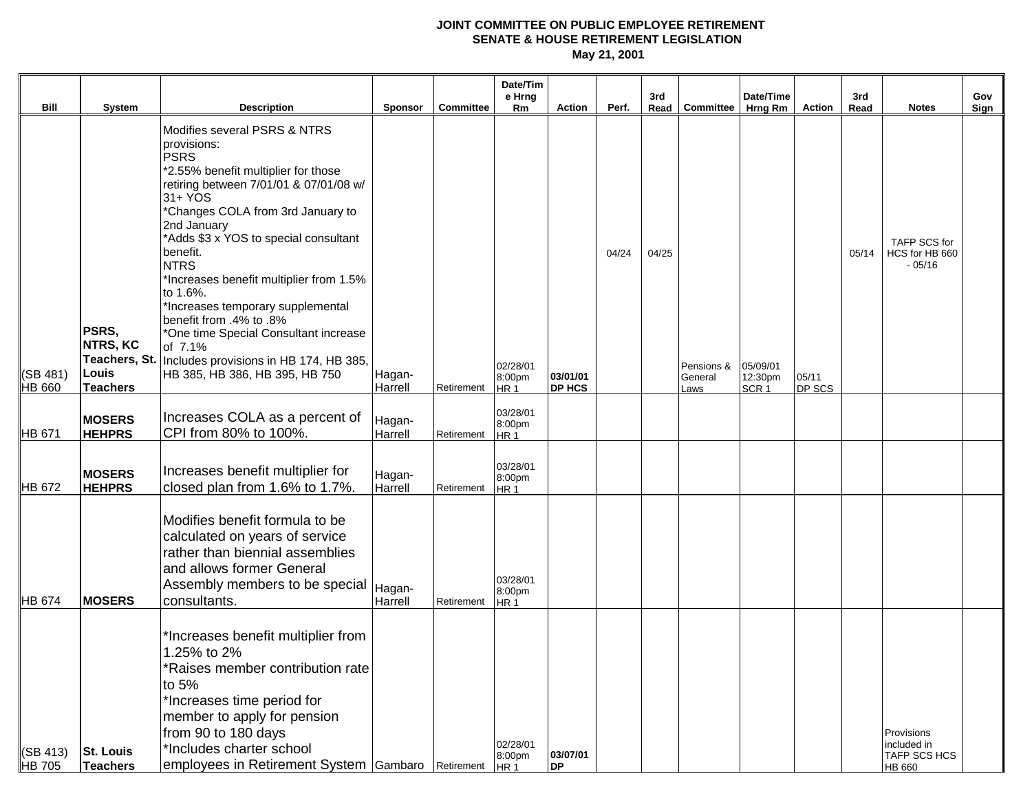**JOINT COMMITTEE ON PUBLIC EMPLOYEE RETIREMENT**
**SENATE & HOUSE RETIREMENT LEGISLATION**
**May 21, 2001**

| Bill | System | Description | Sponsor | Committee | Date/Time Hrng Rm | Action | Perf. | 3rd Read | Committee | Date/Time Hrng Rm | Action | 3rd Read | Notes | Gov Sign |
|---|---|---|---|---|---|---|---|---|---|---|---|---|---|---|
| (SB 481) HB 660 | **PSRS, NTRS, KC Teachers, St. Louis Teachers** | Modifies several PSRS & NTRS provisions: PSRS *2.55% benefit multiplier for those retiring between 7/01/01 & 07/01/08 w/ 31+ YOS *Changes COLA from 3rd January to 2nd January *Adds \$3 x YOS to special consultant benefit. NTRS *Increases benefit multiplier from 1.5% to 1.6%. *Increases temporary supplemental benefit from .4% to .8% *One time Special Consultant increase of 7.1% Includes provisions in HB 174, HB 385, HB 385, HB 386, HB 395, HB 750 | Hagan-Harrell | Retirement | 02/28/01 8:00pm HR 1 | **03/01/01 DP HCS** | 04/24 | 04/25 | Pensions & General Laws | 05/09/01 12:30pm SCR 1 | 05/11 DP SCS | 05/14 | TAFP SCS for HCS for HB 660 - 05/16 | |
| HB 671 | **MOSERS HEHPRS** | Increases COLA as a percent of CPI from 80% to 100%. | Hagan-Harrell | Retirement | 03/28/01 8:00pm HR 1 | | | | | | | | | |
| HB 672 | **MOSERS HEHPRS** | Increases benefit multiplier for closed plan from 1.6% to 1.7%. | Hagan-Harrell | Retirement | 03/28/01 8:00pm HR 1 | | | | | | | | | |
| HB 674 | **MOSERS** | Modifies benefit formula to be calculated on years of service rather than biennial assemblies and allows former General Assembly members to be special consultants. | Hagan-Harrell | Retirement | 03/28/01 8:00pm HR 1 | | | | | | | | | |
| (SB 413) HB 705 | **St. Louis Teachers** | *Increases benefit multiplier from 1.25% to 2% *Raises member contribution rate to 5% *Increases time period for member to apply for pension from 90 to 180 days *Includes charter school employees in Retirement System | Gambaro | Retirement | 02/28/01 8:00pm HR 1 | **03/07/01 DP** | | | | | | | Provisions included in TAFP SCS HCS HB 660 | |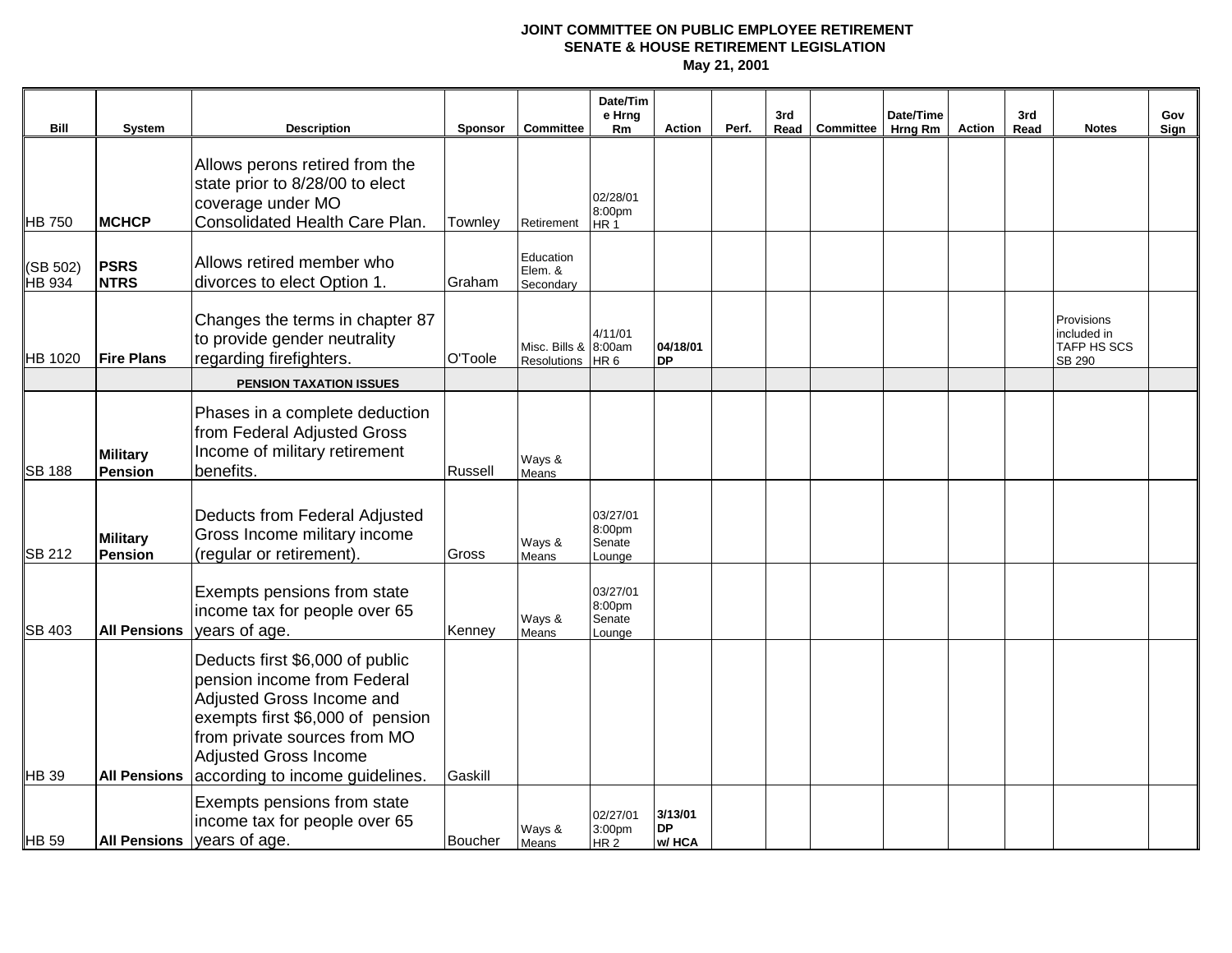**JOINT COMMITTEE ON PUBLIC EMPLOYEE RETIREMENT**
**SENATE & HOUSE RETIREMENT LEGISLATION**
**May 21, 2001**

| Bill | System | Description | Sponsor | Committee | Date/Time Hrng Rm | Action | Perf. | 3rd Read | Committee | Date/Time Hrng Rm | Action | 3rd Read | Notes | Gov Sign |
|---|---|---|---|---|---|---|---|---|---|---|---|---|---|---|
| HB 750 | **MCHCP** | Allows perons retired from the state prior to 8/28/00 to elect coverage under MO Consolidated Health Care Plan. | Townley | Retirement | 02/28/01 8:00pm HR 1 | | | | | | | | | |
| (SB 502) HB 934 | **PSRS NTRS** | Allows retired member who divorces to elect Option 1. | Graham | Education Elem. & Secondary | | | | | | | | | | |
| HB 1020 | **Fire Plans** | Changes the terms in chapter 87 to provide gender neutrality regarding firefighters. | O'Toole | Misc. Bills & Resolutions | 4/11/01 8:00am HR 6 | **04/18/01 DP** | | | | | | | Provisions included in TAFP HS SCS SB 290 | |
| | | **PENSION TAXATION ISSUES** | | | | | | | | | | | | |
| SB 188 | **Military Pension** | Phases in a complete deduction from Federal Adjusted Gross Income of military retirement benefits. | Russell | Ways & Means | | | | | | | | | | |
| SB 212 | **Military Pension** | Deducts from Federal Adjusted Gross Income military income (regular or retirement). | Gross | Ways & Means | 03/27/01 8:00pm Senate Lounge | | | | | | | | | |
| SB 403 | **All Pensions** | Exempts pensions from state income tax for people over 65 years of age. | Kenney | Ways & Means | 03/27/01 8:00pm Senate Lounge | | | | | | | | | |
| HB 39 | **All Pensions** | Deducts first $6,000 of public pension income from Federal Adjusted Gross Income and exempts first $6,000 of pension from private sources from MO Adjusted Gross Income according to income guidelines. | Gaskill | | | | | | | | | | | |
| HB 59 | **All Pensions** | Exempts pensions from state income tax for people over 65 years of age. | Boucher | Ways & Means | 02/27/01 3:00pm HR 2 | **3/13/01 DP w/ HCA** | | | | | | | | |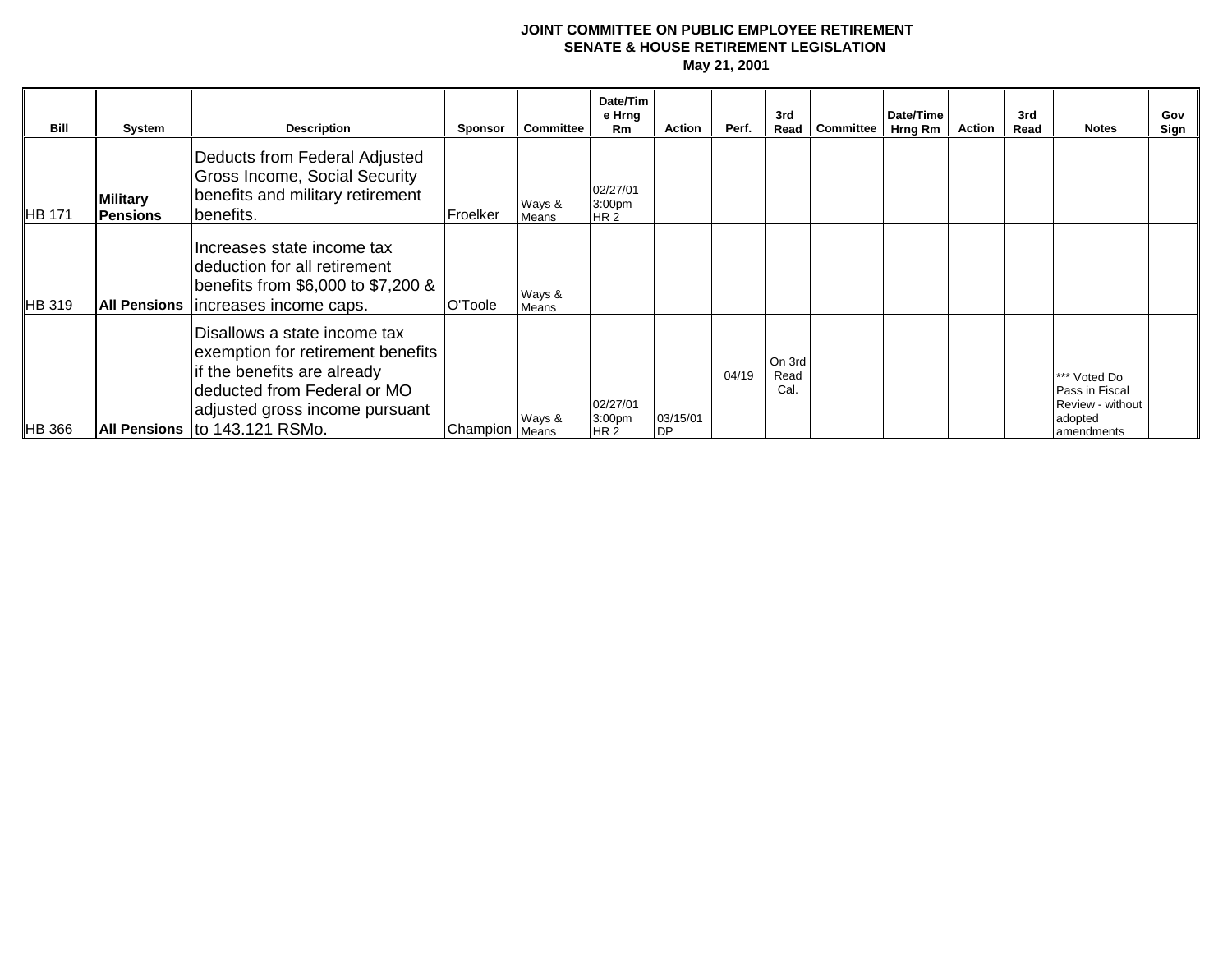**JOINT COMMITTEE ON PUBLIC EMPLOYEE RETIREMENT**
**SENATE & HOUSE RETIREMENT LEGISLATION**
**May 21, 2001**

| Bill | System | Description | Sponsor | Committee | Date/Time Hrng Rm | Action | Perf. | 3rd Read | Committee | Date/Time Hrng Rm | Action | 3rd Read | Notes | Gov Sign |
|---|---|---|---|---|---|---|---|---|---|---|---|---|---|---|
| HB 171 | **Military Pensions** | Deducts from Federal Adjusted Gross Income, Social Security benefits and military retirement benefits. | Froelker | Ways & Means | 02/27/01 3:00pm HR 2 | | | | | | | | | |
| HB 319 | **All Pensions** | Increases state income tax deduction for all retirement benefits from $6,000 to $7,200 & increases income caps. | O'Toole | Ways & Means | | | | | | | | | | |
| HB 366 | **All Pensions** | Disallows a state income tax exemption for retirement benefits if the benefits are already deducted from Federal or MO adjusted gross income pursuant to 143.121 RSMo. | Champion | Ways & Means | 02/27/01 3:00pm HR 2 | 03/15/01 DP | 04/19 | On 3rd Read Cal. | | | | | *** Voted Do Pass in Fiscal Review - without adopted amendments | |